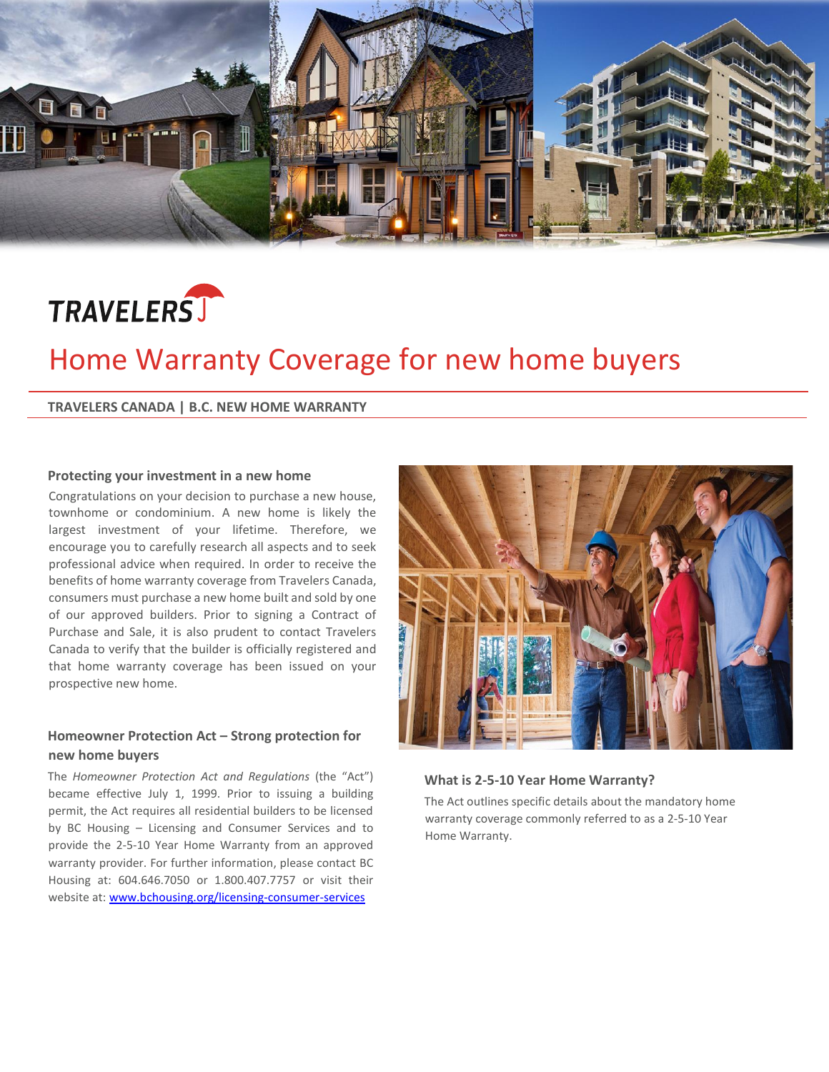TRAVELERS

# Home Warranty Coverage for new home buyers

**TRAVELERS CANADA | B.C. NEW HOME WARRANTY**

### Protecting your investment in a new home

Congratulations on your decision to purchase a new house, townhome or condominium. A new home is likely the largest investment of your lifetime. Therefore, we encourage you to carefully research all aspects and to seek professional advice when required. In order to receive the benefits of home warranty coverage from Travelers Canada, consumers must purchase a new home built and sold by one of our approved builders. Prior to signing a Contract of Purchase and Sale, it is also prudent to contact Travelers Canada to verify that the builder is officially registered and that home warranty coverage has been issued on your prospective new home.

### Homeowner Protection Act – Strong protection for new home buyers

The *Homeowner Protection Act and Regulations* (the "Act") became effective July 1, 1999. Prior to issuing a building permit, the Act requires all residential builders to be licensed by BC Housing – Licensing and Consumer Services and to provide the 2-5-10 Year Home Warranty from an approved warranty provider. For further information, please contact BC Housing at: 604.646.7050 or 1.800.407.7757 or visit their website at: [www.bchousing.org/licensing-consumer-services](http://www.bchousing.org/licensing-consumer-services)

### What is 2-5-10 Year Home Warranty?

The Act outlines specific details about the mandatory home warranty coverage commonly referred to as a 2-5-10 Year Home Warranty.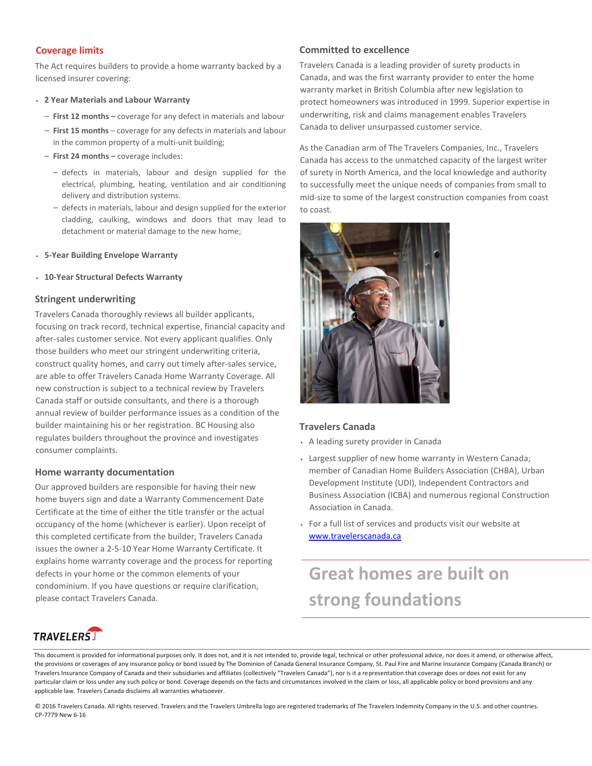## Coverage limits

The Act requires builders to provide a home warranty backed by a licensed insurer covering:

- **2 Year Materials and Labour Warranty**
  - **First 12 months –** coverage for any defect in materials and labour
  - **First 15 months** – coverage for any defects in materials and labour in the common property of a multi-unit building;
  - **First 24 months –** coverage includes:
    - defects in materials, labour and design supplied for the electrical, plumbing, heating, ventilation and air conditioning delivery and distribution systems.
    - defects in materials, labour and design supplied for the exterior cladding, caulking, windows and doors that may lead to detachment or material damage to the new home;
- **5-Year Building Envelope Warranty**
- **10-Year Structural Defects Warranty**

## Stringent underwriting

Travelers Canada thoroughly reviews all builder applicants, focusing on track record, technical expertise, financial capacity and after-sales customer service. Not every applicant qualifies. Only those builders who meet our stringent underwriting criteria, construct quality homes, and carry out timely after-sales service, are able to offer Travelers Canada Home Warranty Coverage. All new construction is subject to a technical review by Travelers Canada staff or outside consultants, and there is a thorough annual review of builder performance issues as a condition of the builder maintaining his or her registration. BC Housing also regulates builders throughout the province and investigates consumer complaints.

## Home warranty documentation

Our approved builders are responsible for having their new home buyers sign and date a Warranty Commencement Date Certificate at the time of either the title transfer or the actual occupancy of the home (whichever is earlier). Upon receipt of this completed certificate from the builder, Travelers Canada issues the owner a 2-5-10 Year Home Warranty Certificate. It explains home warranty coverage and the process for reporting defects in your home or the common elements of your condominium. If you have questions or require clarification, please contact Travelers Canada.

## Committed to excellence

Travelers Canada is a leading provider of surety products in Canada, and was the first warranty provider to enter the home warranty market in British Columbia after new legislation to protect homeowners was introduced in 1999. Superior expertise in underwriting, risk and claims management enables Travelers Canada to deliver unsurpassed customer service.

As the Canadian arm of The Travelers Companies, Inc., Travelers Canada has access to the unmatched capacity of the largest writer of surety in North America, and the local knowledge and authority to successfully meet the unique needs of companies from small to mid-size to some of the largest construction companies from coast to coast.

## Travelers Canada

- A leading surety provider in Canada
- Largest supplier of new home warranty in Western Canada; member of Canadian Home Builders Association (CHBA), Urban Development Institute (UDI), Independent Contractors and Business Association (ICBA) and numerous regional Construction Association in Canada.
- For a full list of services and products visit our website at www.travelerscanada.ca

## Great homes are built on strong foundations

TRAVELERS

This document is provided for informational purposes only. It does not, and it is not intended to, provide legal, technical or other professional advice, nor does it amend, or otherwise affect, the provisions or coverages of any insurance policy or bond issued by The Dominion of Canada General Insurance Company, St. Paul Fire and Marine Insurance Company (Canada Branch) or Travelers Insurance Company of Canada and their subsidiaries and affiliates (collectively "Travelers Canada"), nor is it a representation that coverage does or does not exist for any particular claim or loss under any such policy or bond. Coverage depends on the facts and circumstances involved in the claim or loss, all applicable policy or bond provisions and any applicable law. Travelers Canada disclaims all warranties whatsoever.

© 2016 Travelers Canada. All rights reserved. Travelers and the Travelers Umbrella logo are registered trademarks of The Travelers Indemnity Company in the U.S. and other countries.
CP-7779 New 6-16